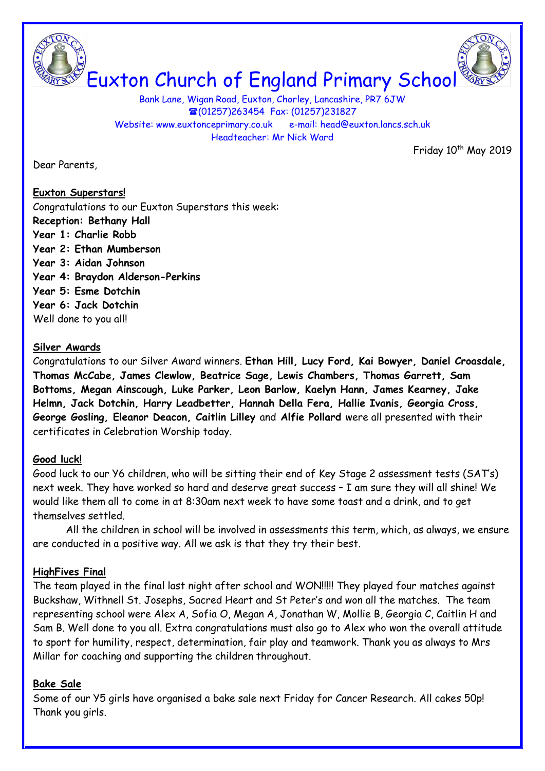# Euxton Church of England Primary School

Bank Lane, Wigan Road, Euxton, Chorley, Lancashire, PR7 6JW
☎(01257)263454 Fax: (01257)231827
Website: www.euxtonceprimary.co.uk e-mail: head@euxton.lancs.sch.uk
Headteacher: Mr Nick Ward

Friday 10th May 2019

Dear Parents,

## Euxton Superstars!

Congratulations to our Euxton Superstars this week:
**Reception: Bethany Hall**
**Year 1: Charlie Robb**
**Year 2: Ethan Mumberson**
**Year 3: Aidan Johnson**
**Year 4: Braydon Alderson-Perkins**
**Year 5: Esme Dotchin**
**Year 6: Jack Dotchin**
Well done to you all!

## Silver Awards

Congratulations to our Silver Award winners. **Ethan Hill, Lucy Ford, Kai Bowyer, Daniel Croasdale, Thomas McCabe, James Clewlow, Beatrice Sage, Lewis Chambers, Thomas Garrett, Sam Bottoms, Megan Ainscough, Luke Parker, Leon Barlow, Kaelyn Hann, James Kearney, Jake Helmn, Jack Dotchin, Harry Leadbetter, Hannah Della Fera, Hallie Ivanis, Georgia Cross, George Gosling, Eleanor Deacon, Caitlin Lilley** and **Alfie Pollard** were all presented with their certificates in Celebration Worship today.

## Good luck!

Good luck to our Y6 children, who will be sitting their end of Key Stage 2 assessment tests (SAT's) next week. They have worked so hard and deserve great success – I am sure they will all shine! We would like them all to come in at 8:30am next week to have some toast and a drink, and to get themselves settled.

All the children in school will be involved in assessments this term, which, as always, we ensure are conducted in a positive way. All we ask is that they try their best.

## HighFives Final

The team played in the final last night after school and WON!!!!! They played four matches against Buckshaw, Withnell St. Josephs, Sacred Heart and St Peter's and won all the matches. The team representing school were Alex A, Sofia O, Megan A, Jonathan W, Mollie B, Georgia C, Caitlin H and Sam B. Well done to you all. Extra congratulations must also go to Alex who won the overall attitude to sport for humility, respect, determination, fair play and teamwork. Thank you as always to Mrs Millar for coaching and supporting the children throughout.

## Bake Sale

Some of our Y5 girls have organised a bake sale next Friday for Cancer Research. All cakes 50p! Thank you girls.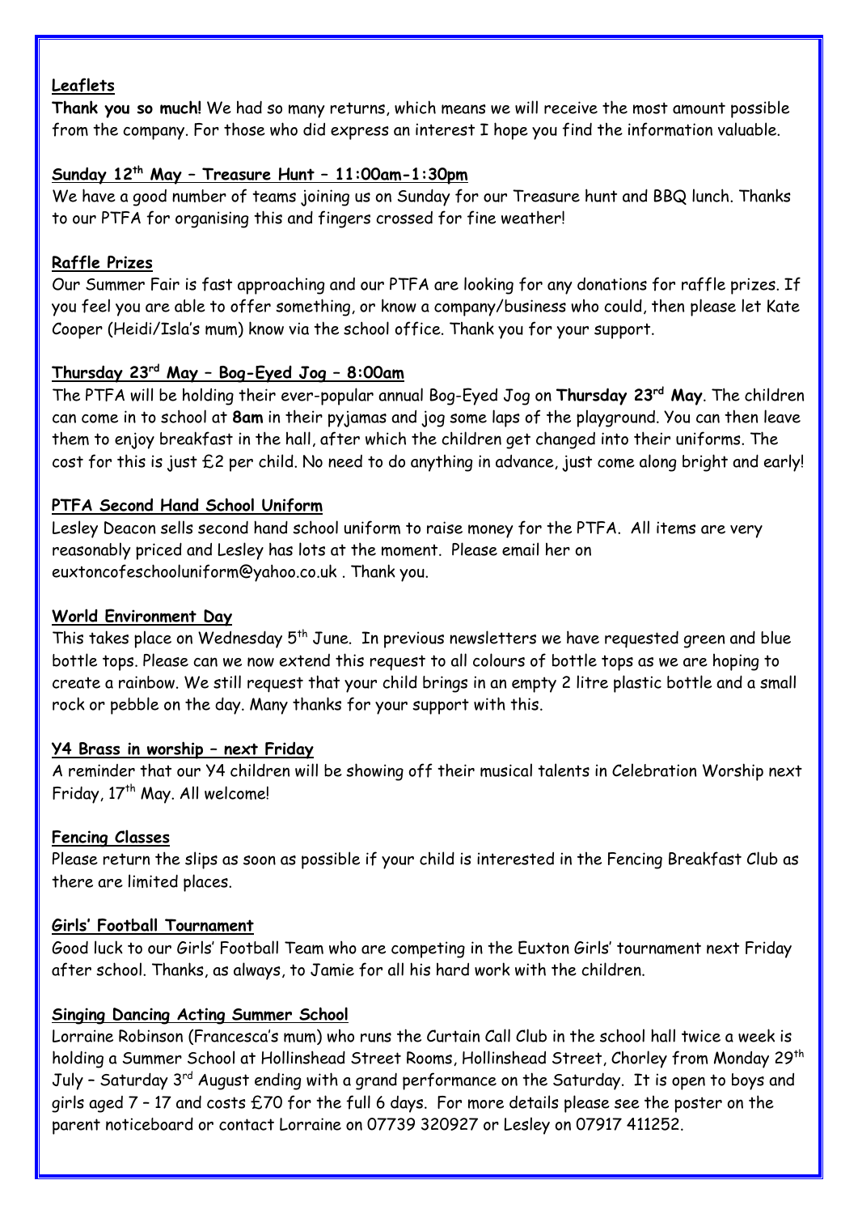**Leaflets**

**Thank you so much!** We had so many returns, which means we will receive the most amount possible from the company. For those who did express an interest I hope you find the information valuable.

**Sunday 12th May – Treasure Hunt – 11:00am-1:30pm**

We have a good number of teams joining us on Sunday for our Treasure hunt and BBQ lunch. Thanks to our PTFA for organising this and fingers crossed for fine weather!

**Raffle Prizes**

Our Summer Fair is fast approaching and our PTFA are looking for any donations for raffle prizes. If you feel you are able to offer something, or know a company/business who could, then please let Kate Cooper (Heidi/Isla's mum) know via the school office. Thank you for your support.

**Thursday 23rd May – Bog-Eyed Jog – 8:00am**

The PTFA will be holding their ever-popular annual Bog-Eyed Jog on **Thursday 23rd May**. The children can come in to school at **8am** in their pyjamas and jog some laps of the playground. You can then leave them to enjoy breakfast in the hall, after which the children get changed into their uniforms. The cost for this is just £2 per child. No need to do anything in advance, just come along bright and early!

**PTFA Second Hand School Uniform**

Lesley Deacon sells second hand school uniform to raise money for the PTFA. All items are very reasonably priced and Lesley has lots at the moment. Please email her on euxtoncofeschooluniform@yahoo.co.uk . Thank you.

**World Environment Day**

This takes place on Wednesday 5th June. In previous newsletters we have requested green and blue bottle tops. Please can we now extend this request to all colours of bottle tops as we are hoping to create a rainbow. We still request that your child brings in an empty 2 litre plastic bottle and a small rock or pebble on the day. Many thanks for your support with this.

**Y4 Brass in worship – next Friday**

A reminder that our Y4 children will be showing off their musical talents in Celebration Worship next Friday, 17th May. All welcome!

**Fencing Classes**

Please return the slips as soon as possible if your child is interested in the Fencing Breakfast Club as there are limited places.

**Girls' Football Tournament**

Good luck to our Girls' Football Team who are competing in the Euxton Girls' tournament next Friday after school. Thanks, as always, to Jamie for all his hard work with the children.

**Singing Dancing Acting Summer School**

Lorraine Robinson (Francesca's mum) who runs the Curtain Call Club in the school hall twice a week is holding a Summer School at Hollinshead Street Rooms, Hollinshead Street, Chorley from Monday 29th July – Saturday 3rd August ending with a grand performance on the Saturday. It is open to boys and girls aged 7 – 17 and costs £70 for the full 6 days. For more details please see the poster on the parent noticeboard or contact Lorraine on 07739 320927 or Lesley on 07917 411252.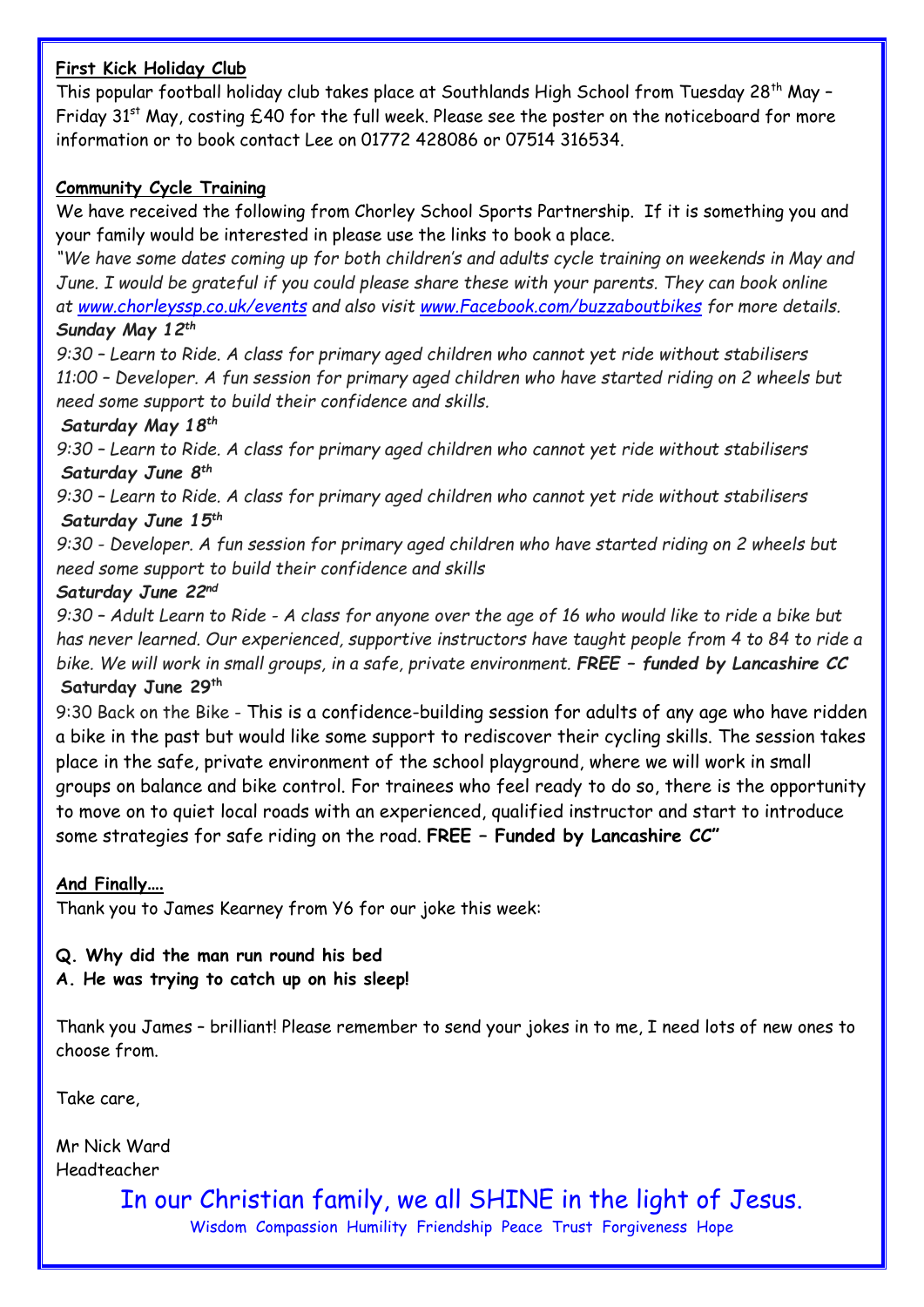**First Kick Holiday Club**

This popular football holiday club takes place at Southlands High School from Tuesday 28th May – Friday 31st May, costing £40 for the full week. Please see the poster on the noticeboard for more information or to book contact Lee on 01772 428086 or 07514 316534.

**Community Cycle Training**

We have received the following from Chorley School Sports Partnership. If it is something you and your family would be interested in please use the links to book a place.

*"We have some dates coming up for both children's and adults cycle training on weekends in May and June. I would be grateful if you could please share these with your parents. They can book online at www.chorleyssp.co.uk/events and also visit www.Facebook.com/buzzaboutbikes for more details.*

***Sunday May 12th***

*9:30 – Learn to Ride. A class for primary aged children who cannot yet ride without stabilisers*

*11:00 – Developer. A fun session for primary aged children who have started riding on 2 wheels but need some support to build their confidence and skills.*

***Saturday May 18th***

*9:30 – Learn to Ride. A class for primary aged children who cannot yet ride without stabilisers*

***Saturday June 8th***

*9:30 – Learn to Ride. A class for primary aged children who cannot yet ride without stabilisers*

***Saturday June 15th***

*9:30 - Developer. A fun session for primary aged children who have started riding on 2 wheels but need some support to build their confidence and skills*

***Saturday June 22nd***

*9:30 – Adult Learn to Ride - A class for anyone over the age of 16 who would like to ride a bike but has never learned. Our experienced, supportive instructors have taught people from 4 to 84 to ride a bike. We will work in small groups, in a safe, private environment.* ***FREE – funded by Lancashire CC***

**Saturday June 29th**

9:30 Back on the Bike - This is a confidence-building session for adults of any age who have ridden a bike in the past but would like some support to rediscover their cycling skills. The session takes place in the safe, private environment of the school playground, where we will work in small groups on balance and bike control. For trainees who feel ready to do so, there is the opportunity to move on to quiet local roads with an experienced, qualified instructor and start to introduce some strategies for safe riding on the road. **FREE – Funded by Lancashire CC"**

**And Finally….**

Thank you to James Kearney from Y6 for our joke this week:

**Q. Why did the man run round his bed**

**A. He was trying to catch up on his sleep!**

Thank you James – brilliant! Please remember to send your jokes in to me, I need lots of new ones to choose from.

Take care,

Mr Nick Ward
Headteacher

In our Christian family, we all SHINE in the light of Jesus.

Wisdom Compassion Humility Friendship Peace Trust Forgiveness Hope